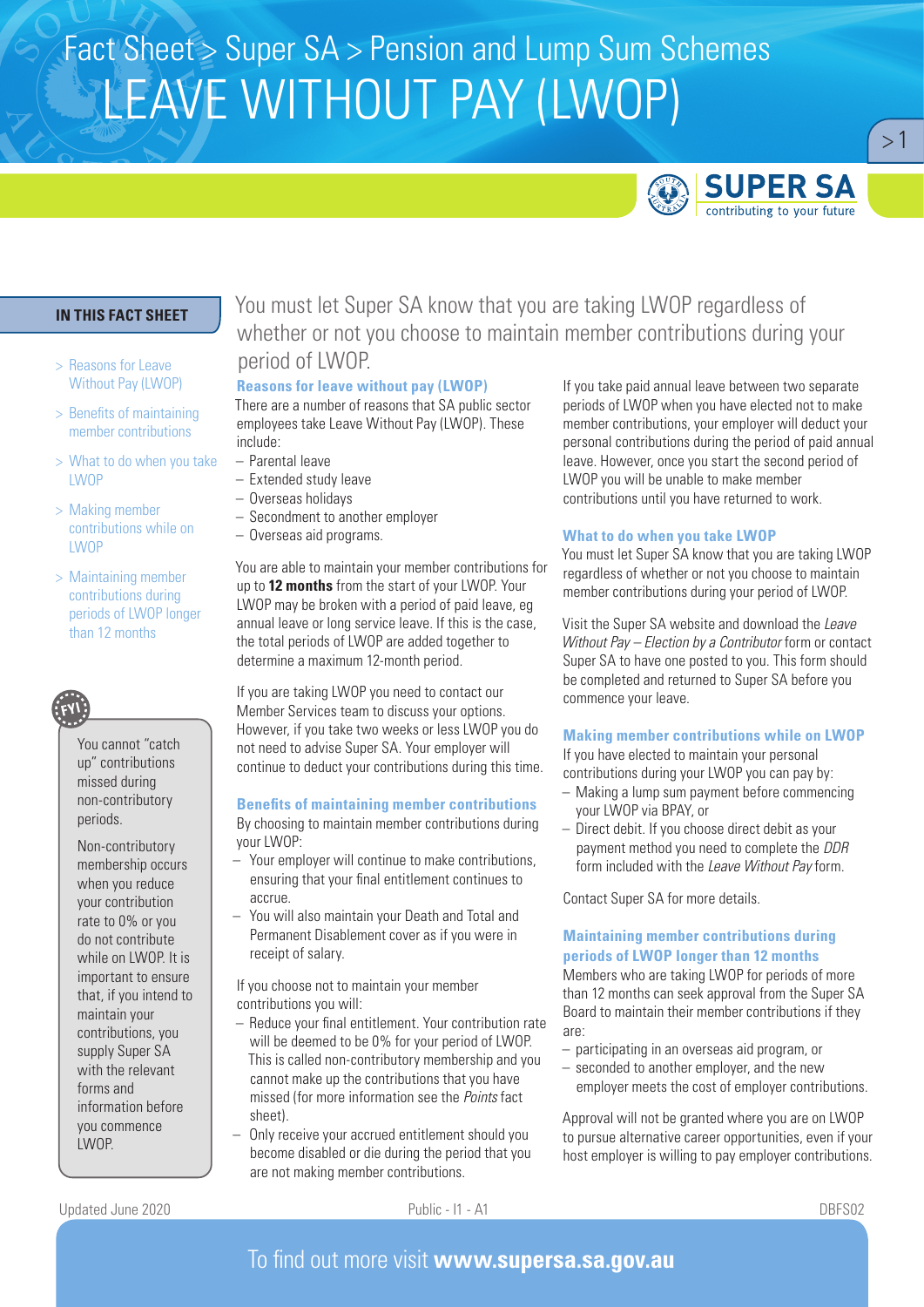Fact Sheet > Super SA > Pension and Lump Sum Schemes

# LEAVE WITHOUT PAY (LWOP)

SUPER SA contributing to your future

**IN THIS FACT SHEET**

- > Reasons for Leave Without Pay (LWOP)
- > Benefits of maintaining member contributions
- > What to do when you take LWOP
- > Making member contributions while on LWOP
- > Maintaining member contributions during periods of LWOP longer than 12 months

**FYI**

You cannot "catch up" contributions missed during non-contributory periods.

Non-contributory membership occurs when you reduce your contribution rate to 0% or you do not contribute while on LWOP. It is important to ensure that, if you intend to maintain your contributions, you supply Super SA with the relevant forms and information before you commence LWOP.

You must let Super SA know that you are taking LWOP regardless of whether or not you choose to maintain member contributions during your period of LWOP.

## Reasons for leave without pay (LWOP)

There are a number of reasons that SA public sector employees take Leave Without Pay (LWOP). These include:

- Parental leave
- Extended study leave
- Overseas holidays
- Secondment to another employer
- Overseas aid programs.

You are able to maintain your member contributions for up to **12 months** from the start of your LWOP. Your LWOP may be broken with a period of paid leave, eg annual leave or long service leave. If this is the case, the total periods of LWOP are added together to determine a maximum 12-month period.

If you are taking LWOP you need to contact our Member Services team to discuss your options. However, if you take two weeks or less LWOP you do not need to advise Super SA. Your employer will continue to deduct your contributions during this time.

## Benefits of maintaining member contributions

By choosing to maintain member contributions during your LWOP:

- Your employer will continue to make contributions, ensuring that your final entitlement continues to accrue.
- You will also maintain your Death and Total and Permanent Disablement cover as if you were in receipt of salary.

If you choose not to maintain your member contributions you will:

- Reduce your final entitlement. Your contribution rate will be deemed to be 0% for your period of LWOP. This is called non-contributory membership and you cannot make up the contributions that you have missed (for more information see the *Points* fact sheet).
- Only receive your accrued entitlement should you become disabled or die during the period that you are not making member contributions.

If you take paid annual leave between two separate periods of LWOP when you have elected not to make member contributions, your employer will deduct your personal contributions during the period of paid annual leave. However, once you start the second period of LWOP you will be unable to make member contributions until you have returned to work.

## What to do when you take LWOP

You must let Super SA know that you are taking LWOP regardless of whether or not you choose to maintain member contributions during your period of LWOP.

Visit the Super SA website and download the *Leave Without Pay – Election by a Contributor* form or contact Super SA to have one posted to you. This form should be completed and returned to Super SA before you commence your leave.

## Making member contributions while on LWOP

If you have elected to maintain your personal contributions during your LWOP you can pay by:

- Making a lump sum payment before commencing your LWOP via BPAY, or
- Direct debit. If you choose direct debit as your payment method you need to complete the *DDR* form included with the *Leave Without Pay* form.

Contact Super SA for more details.

## Maintaining member contributions during periods of LWOP longer than 12 months

Members who are taking LWOP for periods of more than 12 months can seek approval from the Super SA Board to maintain their member contributions if they are:

- participating in an overseas aid program, or
- seconded to another employer, and the new employer meets the cost of employer contributions.

Approval will not be granted where you are on LWOP to pursue alternative career opportunities, even if your host employer is willing to pay employer contributions.

Updated June 2020 Public - I1 - A1 DBFS02

To find out more visit **www.supersa.sa.gov.au**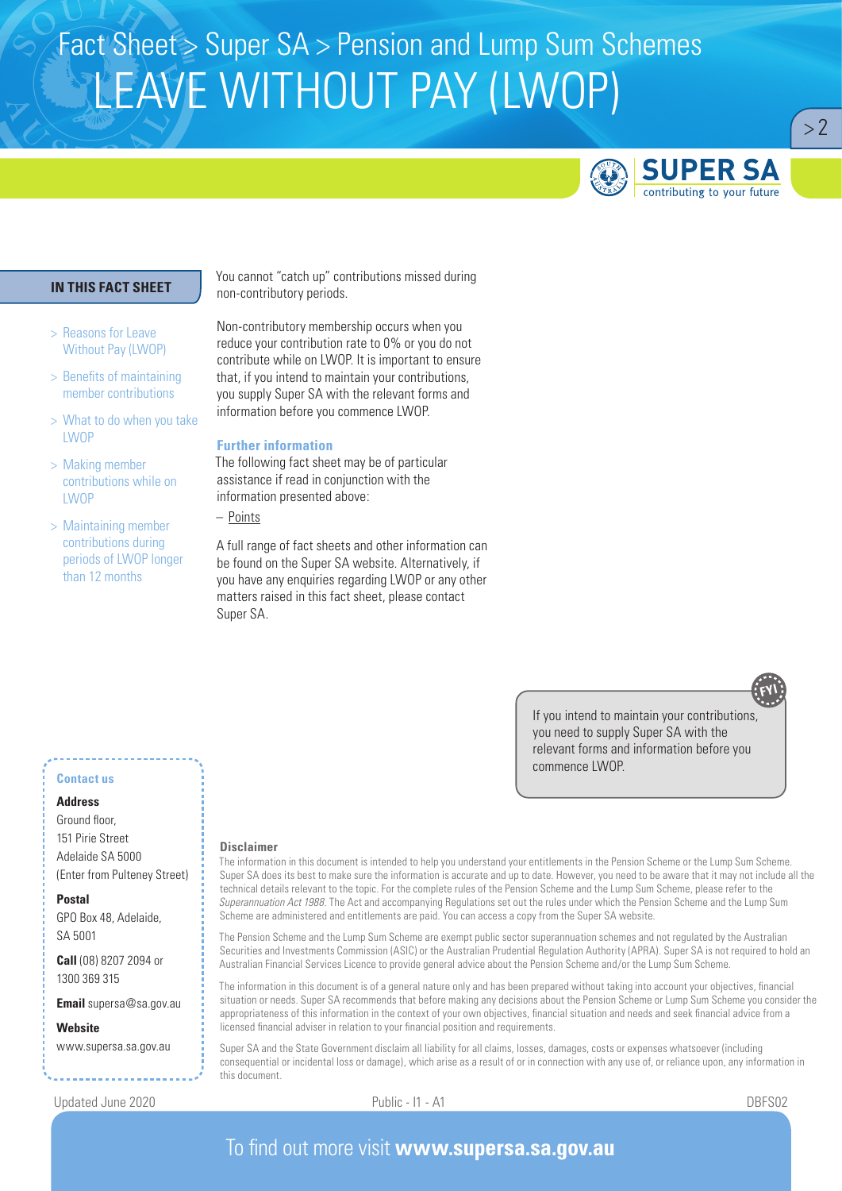# Fact Sheet > Super SA > Pension and Lump Sum Schemes

# LEAVE WITHOUT PAY (LWOP)

**IN THIS FACT SHEET**

- > Reasons for Leave Without Pay (LWOP)
- > Benefits of maintaining member contributions
- > What to do when you take LWOP
- > Making member contributions while on LWOP
- > Maintaining member contributions during periods of LWOP longer than 12 months

You cannot "catch up" contributions missed during non-contributory periods.

Non-contributory membership occurs when you reduce your contribution rate to 0% or you do not contribute while on LWOP. It is important to ensure that, if you intend to maintain your contributions, you supply Super SA with the relevant forms and information before you commence LWOP.

### Further information

The following fact sheet may be of particular assistance if read in conjunction with the information presented above:

– Points

A full range of fact sheets and other information can be found on the Super SA website. Alternatively, if you have any enquiries regarding LWOP or any other matters raised in this fact sheet, please contact Super SA.

> FYI: If you intend to maintain your contributions, you need to supply Super SA with the relevant forms and information before you commence LWOP.

### Contact us

**Address**
Ground floor,
151 Pirie Street
Adelaide SA 5000
(Enter from Pulteney Street)

**Postal**
GPO Box 48, Adelaide,
SA 5001

**Call** (08) 8207 2094 or
1300 369 315

**Email** supersa@sa.gov.au

**Website**
www.supersa.sa.gov.au

### Disclaimer

The information in this document is intended to help you understand your entitlements in the Pension Scheme or the Lump Sum Scheme. Super SA does its best to make sure the information is accurate and up to date. However, you need to be aware that it may not include all the technical details relevant to the topic. For the complete rules of the Pension Scheme and the Lump Sum Scheme, please refer to the *Superannuation Act 1988*. The Act and accompanying Regulations set out the rules under which the Pension Scheme and the Lump Sum Scheme are administered and entitlements are paid. You can access a copy from the Super SA website.

The Pension Scheme and the Lump Sum Scheme are exempt public sector superannuation schemes and not regulated by the Australian Securities and Investments Commission (ASIC) or the Australian Prudential Regulation Authority (APRA). Super SA is not required to hold an Australian Financial Services Licence to provide general advice about the Pension Scheme and/or the Lump Sum Scheme.

The information in this document is of a general nature only and has been prepared without taking into account your objectives, financial situation or needs. Super SA recommends that before making any decisions about the Pension Scheme or Lump Sum Scheme you consider the appropriateness of this information in the context of your own objectives, financial situation and needs and seek financial advice from a licensed financial adviser in relation to your financial position and requirements.

Super SA and the State Government disclaim all liability for all claims, losses, damages, costs or expenses whatsoever (including consequential or incidental loss or damage), which arise as a result of or in connection with any use of, or reliance upon, any information in this document.

Updated June 2020 | Public - I1 - A1 | DBFS02

To find out more visit **www.supersa.sa.gov.au**